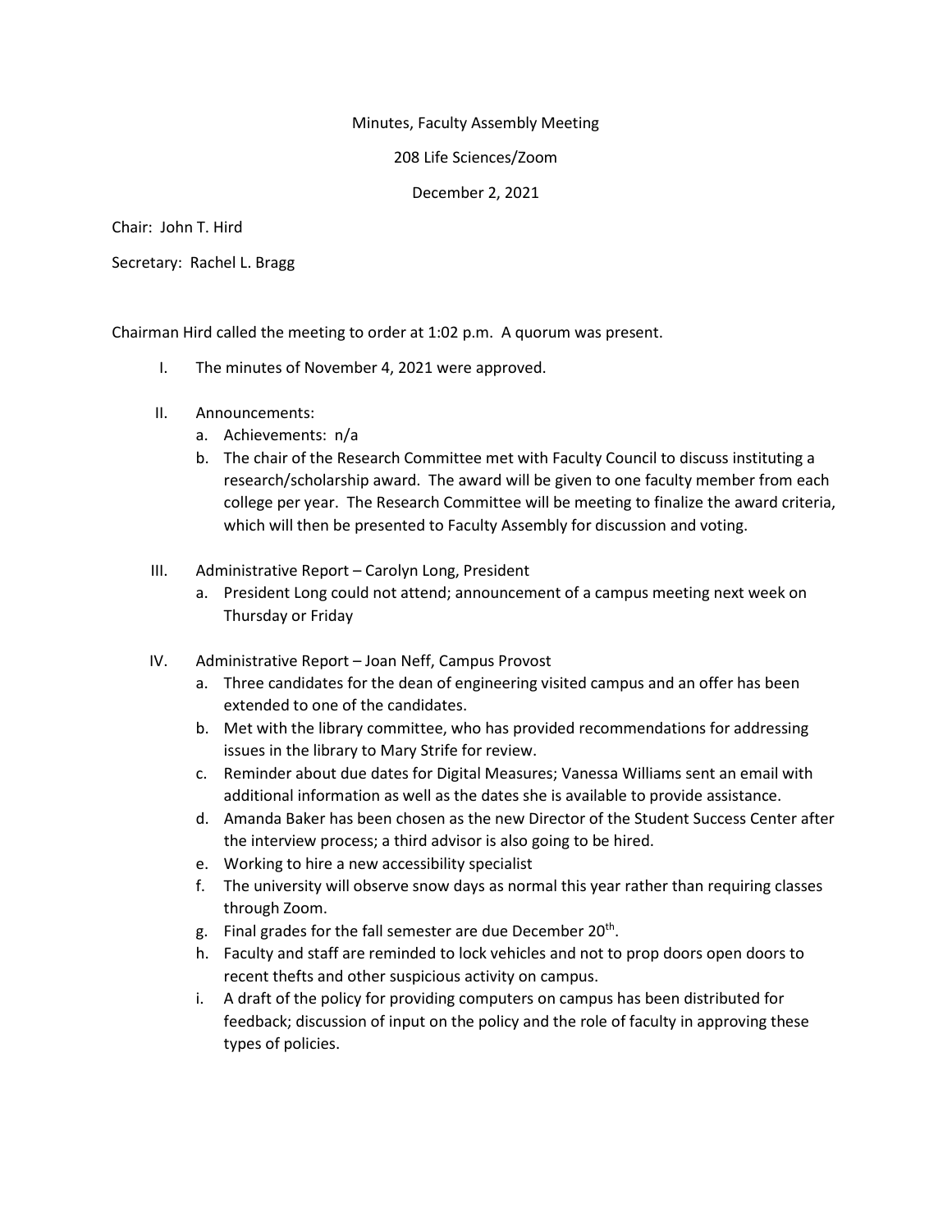Minutes, Faculty Assembly Meeting

208 Life Sciences/Zoom

December 2, 2021

Chair: John T. Hird

Secretary: Rachel L. Bragg

Chairman Hird called the meeting to order at 1:02 p.m. A quorum was present.

I. The minutes of November 4, 2021 were approved.

II. Announcements:
   a. Achievements: n/a
   b. The chair of the Research Committee met with Faculty Council to discuss instituting a research/scholarship award. The award will be given to one faculty member from each college per year. The Research Committee will be meeting to finalize the award criteria, which will then be presented to Faculty Assembly for discussion and voting.

III. Administrative Report – Carolyn Long, President
   a. President Long could not attend; announcement of a campus meeting next week on Thursday or Friday

IV. Administrative Report – Joan Neff, Campus Provost
   a. Three candidates for the dean of engineering visited campus and an offer has been extended to one of the candidates.
   b. Met with the library committee, who has provided recommendations for addressing issues in the library to Mary Strife for review.
   c. Reminder about due dates for Digital Measures; Vanessa Williams sent an email with additional information as well as the dates she is available to provide assistance.
   d. Amanda Baker has been chosen as the new Director of the Student Success Center after the interview process; a third advisor is also going to be hired.
   e. Working to hire a new accessibility specialist
   f. The university will observe snow days as normal this year rather than requiring classes through Zoom.
   g. Final grades for the fall semester are due December 20th.
   h. Faculty and staff are reminded to lock vehicles and not to prop doors open doors to recent thefts and other suspicious activity on campus.
   i. A draft of the policy for providing computers on campus has been distributed for feedback; discussion of input on the policy and the role of faculty in approving these types of policies.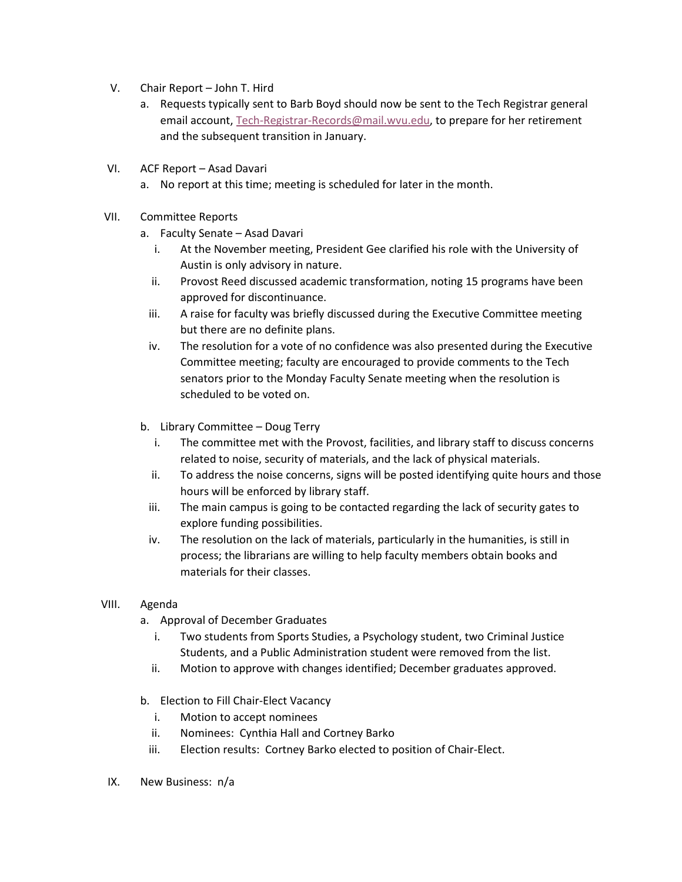V. Chair Report – John T. Hird
   a. Requests typically sent to Barb Boyd should now be sent to the Tech Registrar general email account, Tech-Registrar-Records@mail.wvu.edu, to prepare for her retirement and the subsequent transition in January.

VI. ACF Report – Asad Davari
   a. No report at this time; meeting is scheduled for later in the month.

VII. Committee Reports
   a. Faculty Senate – Asad Davari
      i. At the November meeting, President Gee clarified his role with the University of Austin is only advisory in nature.
      ii. Provost Reed discussed academic transformation, noting 15 programs have been approved for discontinuance.
      iii. A raise for faculty was briefly discussed during the Executive Committee meeting but there are no definite plans.
      iv. The resolution for a vote of no confidence was also presented during the Executive Committee meeting; faculty are encouraged to provide comments to the Tech senators prior to the Monday Faculty Senate meeting when the resolution is scheduled to be voted on.

   b. Library Committee – Doug Terry
      i. The committee met with the Provost, facilities, and library staff to discuss concerns related to noise, security of materials, and the lack of physical materials.
      ii. To address the noise concerns, signs will be posted identifying quite hours and those hours will be enforced by library staff.
      iii. The main campus is going to be contacted regarding the lack of security gates to explore funding possibilities.
      iv. The resolution on the lack of materials, particularly in the humanities, is still in process; the librarians are willing to help faculty members obtain books and materials for their classes.

VIII. Agenda
   a. Approval of December Graduates
      i. Two students from Sports Studies, a Psychology student, two Criminal Justice Students, and a Public Administration student were removed from the list.
      ii. Motion to approve with changes identified; December graduates approved.

   b. Election to Fill Chair-Elect Vacancy
      i. Motion to accept nominees
      ii. Nominees: Cynthia Hall and Cortney Barko
      iii. Election results: Cortney Barko elected to position of Chair-Elect.

IX. New Business: n/a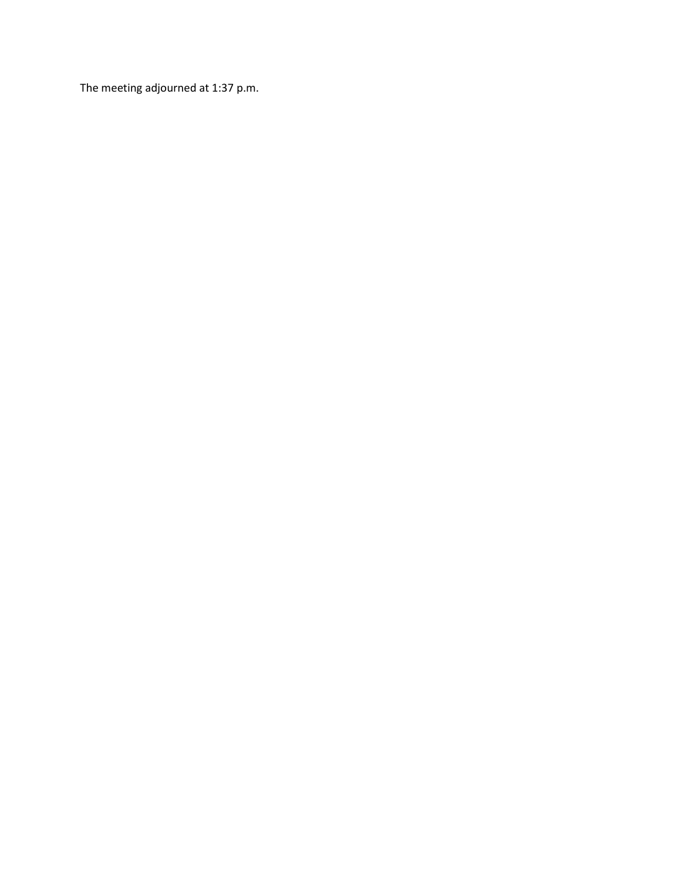The meeting adjourned at 1:37 p.m.